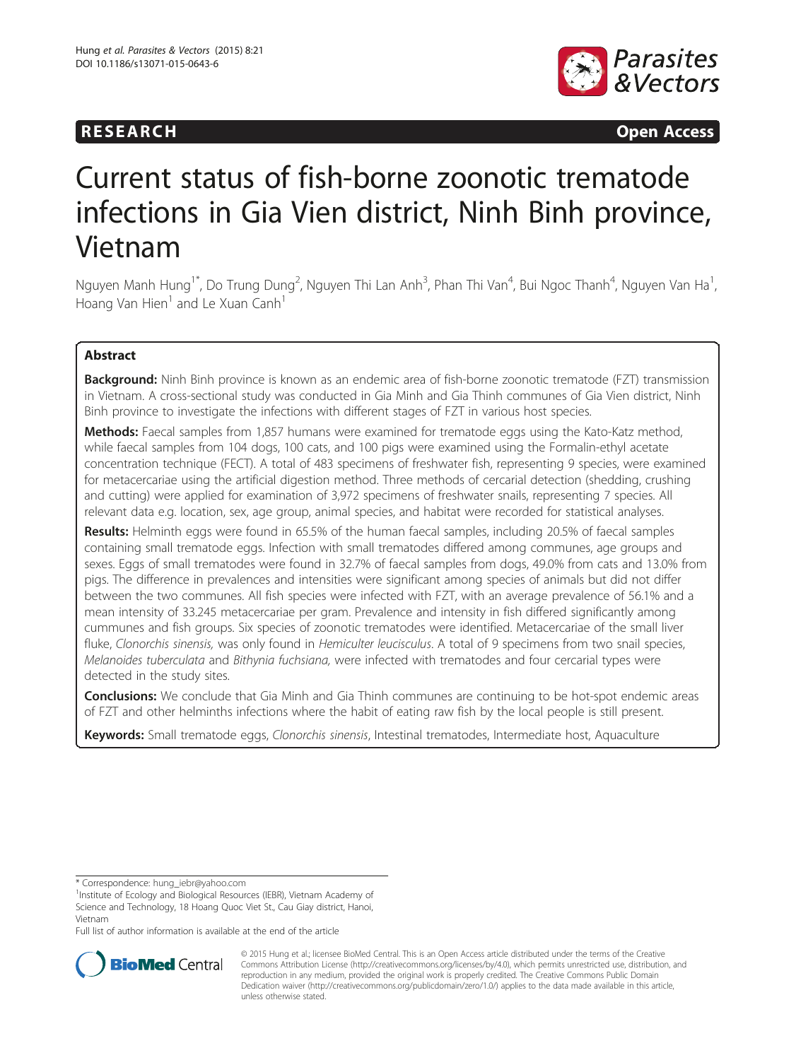**RESEARCH** **Open Access**

# Current status of fish-borne zoonotic trematode infections in Gia Vien district, Ninh Binh province, Vietnam

Nguyen Manh Hung[1*], Do Trung Dung[2], Nguyen Thi Lan Anh[3], Phan Thi Van[4], Bui Ngoc Thanh[4], Nguyen Van Ha[1], Hoang Van Hien[1] and Le Xuan Canh[1]

## Abstract

**Background:** Ninh Binh province is known as an endemic area of fish-borne zoonotic trematode (FZT) transmission in Vietnam. A cross-sectional study was conducted in Gia Minh and Gia Thinh communes of Gia Vien district, Ninh Binh province to investigate the infections with different stages of FZT in various host species.

**Methods:** Faecal samples from 1,857 humans were examined for trematode eggs using the Kato-Katz method, while faecal samples from 104 dogs, 100 cats, and 100 pigs were examined using the Formalin-ethyl acetate concentration technique (FECT). A total of 483 specimens of freshwater fish, representing 9 species, were examined for metacercariae using the artificial digestion method. Three methods of cercarial detection (shedding, crushing and cutting) were applied for examination of 3,972 specimens of freshwater snails, representing 7 species. All relevant data e.g. location, sex, age group, animal species, and habitat were recorded for statistical analyses.

**Results:** Helminth eggs were found in 65.5% of the human faecal samples, including 20.5% of faecal samples containing small trematode eggs. Infection with small trematodes differed among communes, age groups and sexes. Eggs of small trematodes were found in 32.7% of faecal samples from dogs, 49.0% from cats and 13.0% from pigs. The difference in prevalences and intensities were significant among species of animals but did not differ between the two communes. All fish species were infected with FZT, with an average prevalence of 56.1% and a mean intensity of 33.245 metacercariae per gram. Prevalence and intensity in fish differed significantly among cummunes and fish groups. Six species of zoonotic trematodes were identified. Metacercariae of the small liver fluke, *Clonorchis sinensis,* was only found in *Hemiculter leucisculus*. A total of 9 specimens from two snail species, *Melanoides tuberculata* and *Bithynia fuchsiana,* were infected with trematodes and four cercarial types were detected in the study sites.

**Conclusions:** We conclude that Gia Minh and Gia Thinh communes are continuing to be hot-spot endemic areas of FZT and other helminths infections where the habit of eating raw fish by the local people is still present.

**Keywords:** Small trematode eggs, *Clonorchis sinensis*, Intestinal trematodes, Intermediate host, Aquaculture

\* Correspondence: hung_iebr@yahoo.com

[1]Institute of Ecology and Biological Resources (IEBR), Vietnam Academy of Science and Technology, 18 Hoang Quoc Viet St., Cau Giay district, Hanoi, Vietnam

Full list of author information is available at the end of the article

© 2015 Hung et al.; licensee BioMed Central. This is an Open Access article distributed under the terms of the Creative Commons Attribution License (http://creativecommons.org/licenses/by/4.0), which permits unrestricted use, distribution, and reproduction in any medium, provided the original work is properly credited. The Creative Commons Public Domain Dedication waiver (http://creativecommons.org/publicdomain/zero/1.0/) applies to the data made available in this article, unless otherwise stated.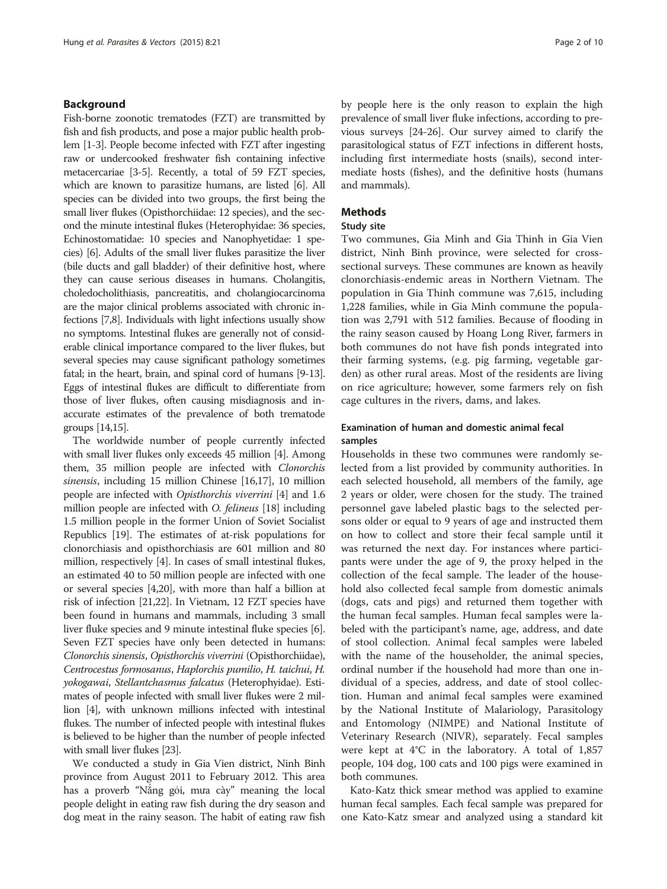## Background

Fish-borne zoonotic trematodes (FZT) are transmitted by fish and fish products, and pose a major public health problem [1-3]. People become infected with FZT after ingesting raw or undercooked freshwater fish containing infective metacercariae [3-5]. Recently, a total of 59 FZT species, which are known to parasitize humans, are listed [6]. All species can be divided into two groups, the first being the small liver flukes (Opisthorchiidae: 12 species), and the second the minute intestinal flukes (Heterophyidae: 36 species, Echinostomatidae: 10 species and Nanophyetidae: 1 species) [6]. Adults of the small liver flukes parasitize the liver (bile ducts and gall bladder) of their definitive host, where they can cause serious diseases in humans. Cholangitis, choledocholithiasis, pancreatitis, and cholangiocarcinoma are the major clinical problems associated with chronic infections [7,8]. Individuals with light infections usually show no symptoms. Intestinal flukes are generally not of considerable clinical importance compared to the liver flukes, but several species may cause significant pathology sometimes fatal; in the heart, brain, and spinal cord of humans [9-13]. Eggs of intestinal flukes are difficult to differentiate from those of liver flukes, often causing misdiagnosis and inaccurate estimates of the prevalence of both trematode groups [14,15].

The worldwide number of people currently infected with small liver flukes only exceeds 45 million [4]. Among them, 35 million people are infected with *Clonorchis sinensis*, including 15 million Chinese [16,17], 10 million people are infected with *Opisthorchis viverrini* [4] and 1.6 million people are infected with *O. felineus* [18] including 1.5 million people in the former Union of Soviet Socialist Republics [19]. The estimates of at-risk populations for clonorchiasis and opisthorchiasis are 601 million and 80 million, respectively [4]. In cases of small intestinal flukes, an estimated 40 to 50 million people are infected with one or several species [4,20], with more than half a billion at risk of infection [21,22]. In Vietnam, 12 FZT species have been found in humans and mammals, including 3 small liver fluke species and 9 minute intestinal fluke species [6]. Seven FZT species have only been detected in humans: *Clonorchis sinensis*, *Opisthorchis viverrini* (Opisthorchiidae), *Centrocestus formosanus*, *Haplorchis pumilio*, *H. taichui*, *H. yokogawai*, *Stellantchasmus falcatus* (Heterophyidae). Estimates of people infected with small liver flukes were 2 million [4], with unknown millions infected with intestinal flukes. The number of infected people with intestinal flukes is believed to be higher than the number of people infected with small liver flukes [23].

We conducted a study in Gia Vien district, Ninh Binh province from August 2011 to February 2012. This area has a proverb "Nắng gỏi, mưa cày" meaning the local people delight in eating raw fish during the dry season and dog meat in the rainy season. The habit of eating raw fish by people here is the only reason to explain the high prevalence of small liver fluke infections, according to previous surveys [24-26]. Our survey aimed to clarify the parasitological status of FZT infections in different hosts, including first intermediate hosts (snails), second intermediate hosts (fishes), and the definitive hosts (humans and mammals).

## Methods

### Study site

Two communes, Gia Minh and Gia Thinh in Gia Vien district, Ninh Binh province, were selected for cross-sectional surveys. These communes are known as heavily clonorchiasis-endemic areas in Northern Vietnam. The population in Gia Thinh commune was 7,615, including 1,228 families, while in Gia Minh commune the population was 2,791 with 512 families. Because of flooding in the rainy season caused by Hoang Long River, farmers in both communes do not have fish ponds integrated into their farming systems, (e.g. pig farming, vegetable garden) as other rural areas. Most of the residents are living on rice agriculture; however, some farmers rely on fish cage cultures in the rivers, dams, and lakes.

### Examination of human and domestic animal fecal samples

Households in these two communes were randomly selected from a list provided by community authorities. In each selected household, all members of the family, age 2 years or older, were chosen for the study. The trained personnel gave labeled plastic bags to the selected persons older or equal to 9 years of age and instructed them on how to collect and store their fecal sample until it was returned the next day. For instances where participants were under the age of 9, the proxy helped in the collection of the fecal sample. The leader of the household also collected fecal sample from domestic animals (dogs, cats and pigs) and returned them together with the human fecal samples. Human fecal samples were labeled with the participant's name, age, address, and date of stool collection. Animal fecal samples were labeled with the name of the householder, the animal species, ordinal number if the household had more than one individual of a species, address, and date of stool collection. Human and animal fecal samples were examined by the National Institute of Malariology, Parasitology and Entomology (NIMPE) and National Institute of Veterinary Research (NIVR), separately. Fecal samples were kept at 4°C in the laboratory. A total of 1,857 people, 104 dog, 100 cats and 100 pigs were examined in both communes.

Kato-Katz thick smear method was applied to examine human fecal samples. Each fecal sample was prepared for one Kato-Katz smear and analyzed using a standard kit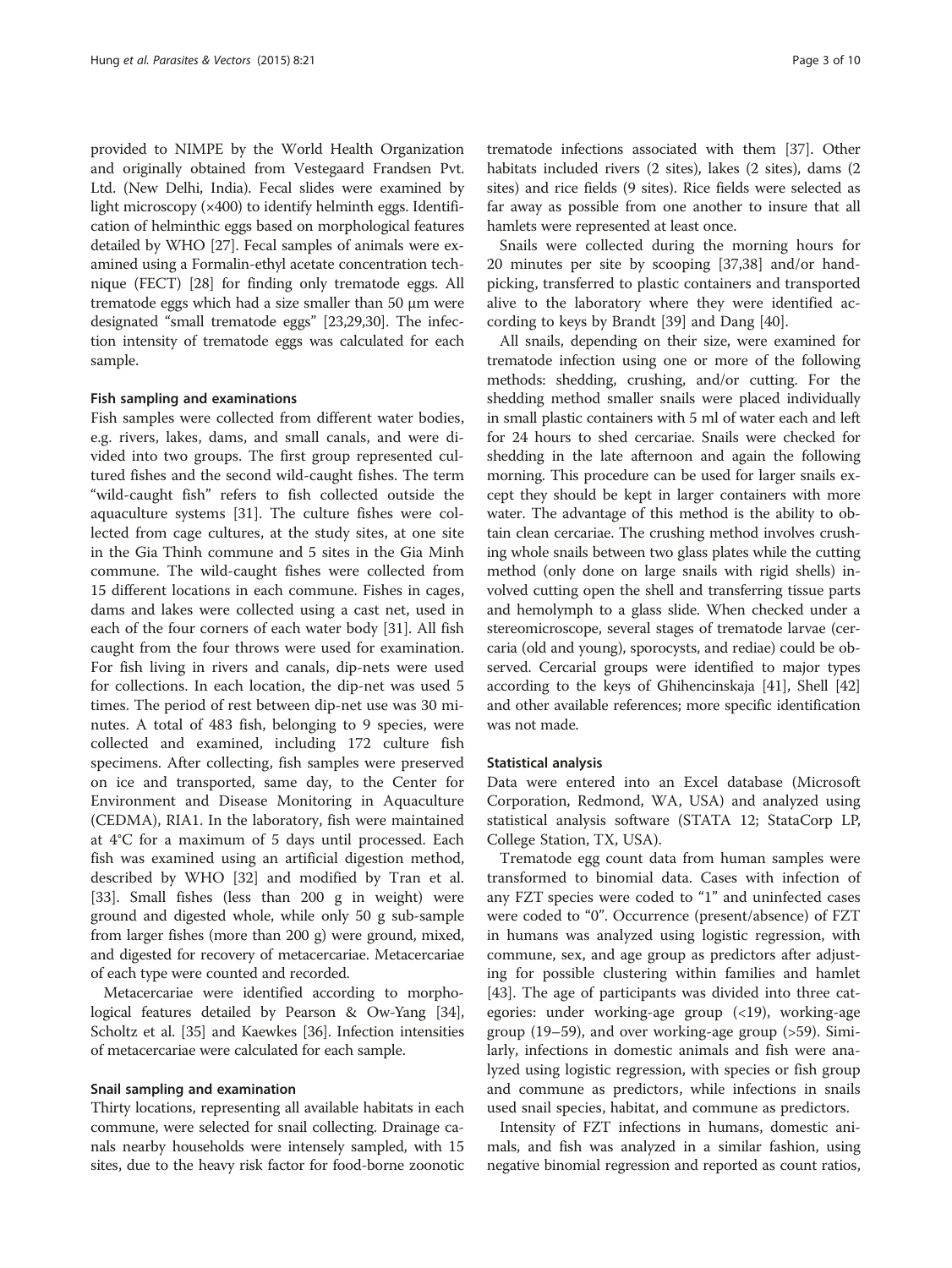provided to NIMPE by the World Health Organization and originally obtained from Vestegaard Frandsen Pvt. Ltd. (New Delhi, India). Fecal slides were examined by light microscopy (×400) to identify helminth eggs. Identification of helminthic eggs based on morphological features detailed by WHO [27]. Fecal samples of animals were examined using a Formalin-ethyl acetate concentration technique (FECT) [28] for finding only trematode eggs. All trematode eggs which had a size smaller than 50 μm were designated "small trematode eggs" [23,29,30]. The infection intensity of trematode eggs was calculated for each sample.

#### Fish sampling and examinations

Fish samples were collected from different water bodies, e.g. rivers, lakes, dams, and small canals, and were divided into two groups. The first group represented cultured fishes and the second wild-caught fishes. The term "wild-caught fish" refers to fish collected outside the aquaculture systems [31]. The culture fishes were collected from cage cultures, at the study sites, at one site in the Gia Thinh commune and 5 sites in the Gia Minh commune. The wild-caught fishes were collected from 15 different locations in each commune. Fishes in cages, dams and lakes were collected using a cast net, used in each of the four corners of each water body [31]. All fish caught from the four throws were used for examination. For fish living in rivers and canals, dip-nets were used for collections. In each location, the dip-net was used 5 times. The period of rest between dip-net use was 30 minutes. A total of 483 fish, belonging to 9 species, were collected and examined, including 172 culture fish specimens. After collecting, fish samples were preserved on ice and transported, same day, to the Center for Environment and Disease Monitoring in Aquaculture (CEDMA), RIA1. In the laboratory, fish were maintained at 4°C for a maximum of 5 days until processed. Each fish was examined using an artificial digestion method, described by WHO [32] and modified by Tran et al. [33]. Small fishes (less than 200 g in weight) were ground and digested whole, while only 50 g sub-sample from larger fishes (more than 200 g) were ground, mixed, and digested for recovery of metacercariae. Metacercariae of each type were counted and recorded.

Metacercariae were identified according to morphological features detailed by Pearson & Ow-Yang [34], Scholtz et al. [35] and Kaewkes [36]. Infection intensities of metacercariae were calculated for each sample.

#### Snail sampling and examination

Thirty locations, representing all available habitats in each commune, were selected for snail collecting. Drainage canals nearby households were intensely sampled, with 15 sites, due to the heavy risk factor for food-borne zoonotic trematode infections associated with them [37]. Other habitats included rivers (2 sites), lakes (2 sites), dams (2 sites) and rice fields (9 sites). Rice fields were selected as far away as possible from one another to insure that all hamlets were represented at least once.

Snails were collected during the morning hours for 20 minutes per site by scooping [37,38] and/or hand-picking, transferred to plastic containers and transported alive to the laboratory where they were identified according to keys by Brandt [39] and Dang [40].

All snails, depending on their size, were examined for trematode infection using one or more of the following methods: shedding, crushing, and/or cutting. For the shedding method smaller snails were placed individually in small plastic containers with 5 ml of water each and left for 24 hours to shed cercariae. Snails were checked for shedding in the late afternoon and again the following morning. This procedure can be used for larger snails except they should be kept in larger containers with more water. The advantage of this method is the ability to obtain clean cercariae. The crushing method involves crushing whole snails between two glass plates while the cutting method (only done on large snails with rigid shells) involved cutting open the shell and transferring tissue parts and hemolymph to a glass slide. When checked under a stereomicroscope, several stages of trematode larvae (cercaria (old and young), sporocysts, and rediae) could be observed. Cercarial groups were identified to major types according to the keys of Ghihencinskaja [41], Shell [42] and other available references; more specific identification was not made.

#### Statistical analysis

Data were entered into an Excel database (Microsoft Corporation, Redmond, WA, USA) and analyzed using statistical analysis software (STATA 12; StataCorp LP, College Station, TX, USA).

Trematode egg count data from human samples were transformed to binomial data. Cases with infection of any FZT species were coded to "1" and uninfected cases were coded to "0". Occurrence (present/absence) of FZT in humans was analyzed using logistic regression, with commune, sex, and age group as predictors after adjusting for possible clustering within families and hamlet [43]. The age of participants was divided into three categories: under working-age group (<19), working-age group (19–59), and over working-age group (>59). Similarly, infections in domestic animals and fish were analyzed using logistic regression, with species or fish group and commune as predictors, while infections in snails used snail species, habitat, and commune as predictors.

Intensity of FZT infections in humans, domestic animals, and fish was analyzed in a similar fashion, using negative binomial regression and reported as count ratios,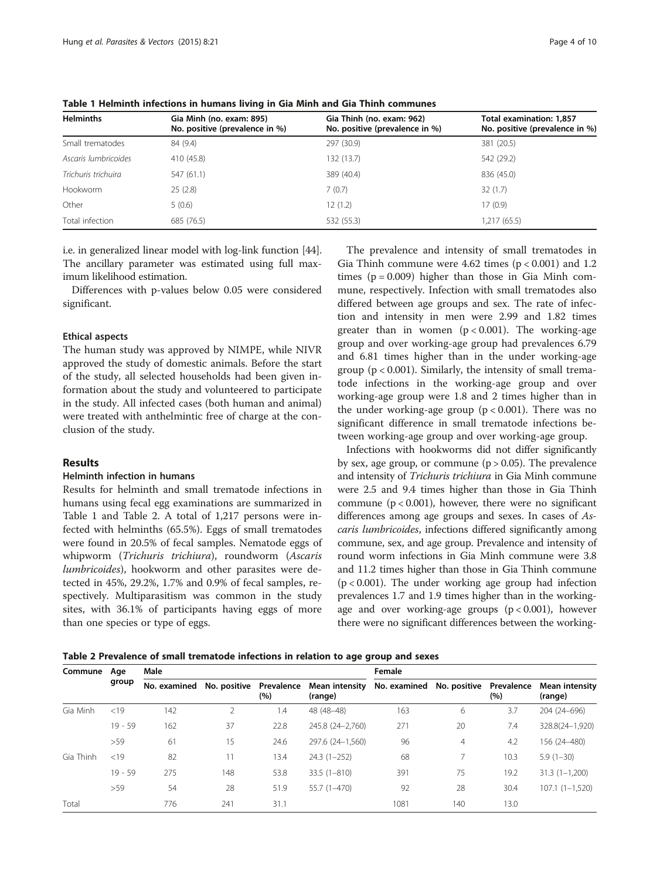**Table 1 Helminth infections in humans living in Gia Minh and Gia Thinh communes**

| Helminths | Gia Minh (no. exam: 895) No. positive (prevalence in %) | Gia Thinh (no. exam: 962) No. positive (prevalence in %) | Total examination: 1,857 No. positive (prevalence in %) |
|---|---|---|---|
| Small trematodes | 84 (9.4) | 297 (30.9) | 381 (20.5) |
| *Ascaris lumbricoides* | 410 (45.8) | 132 (13.7) | 542 (29.2) |
| *Trichuris trichuira* | 547 (61.1) | 389 (40.4) | 836 (45.0) |
| Hookworm | 25 (2.8) | 7 (0.7) | 32 (1.7) |
| Other | 5 (0.6) | 12 (1.2) | 17 (0.9) |
| Total infection | 685 (76.5) | 532 (55.3) | 1,217 (65.5) |

i.e. in generalized linear model with log-link function [44]. The ancillary parameter was estimated using full maximum likelihood estimation.

Differences with p-values below 0.05 were considered significant.

### Ethical aspects

The human study was approved by NIMPE, while NIVR approved the study of domestic animals. Before the start of the study, all selected households had been given information about the study and volunteered to participate in the study. All infected cases (both human and animal) were treated with anthelmintic free of charge at the conclusion of the study.

## Results

### Helminth infection in humans

Results for helminth and small trematode infections in humans using fecal egg examinations are summarized in Table 1 and Table 2. A total of 1,217 persons were infected with helminths (65.5%). Eggs of small trematodes were found in 20.5% of fecal samples. Nematode eggs of whipworm (*Trichuris trichiura*), roundworm (*Ascaris lumbricoides*), hookworm and other parasites were detected in 45%, 29.2%, 1.7% and 0.9% of fecal samples, respectively. Multiparasitism was common in the study sites, with 36.1% of participants having eggs of more than one species or type of eggs.

The prevalence and intensity of small trematodes in Gia Thinh commune were 4.62 times ($p < 0.001$) and 1.2 times ($p = 0.009$) higher than those in Gia Minh commune, respectively. Infection with small trematodes also differed between age groups and sex. The rate of infection and intensity in men were 2.99 and 1.82 times greater than in women ($p < 0.001$). The working-age group and over working-age group had prevalences 6.79 and 6.81 times higher than in the under working-age group ($p < 0.001$). Similarly, the intensity of small trematode infections in the working-age group and over working-age group were 1.8 and 2 times higher than in the under working-age group ($p < 0.001$). There was no significant difference in small trematode infections between working-age group and over working-age group.

Infections with hookworms did not differ significantly by sex, age group, or commune ($p > 0.05$). The prevalence and intensity of *Trichuris trichiura* in Gia Minh commune were 2.5 and 9.4 times higher than those in Gia Thinh commune ($p < 0.001$), however, there were no significant differences among age groups and sexes. In cases of *Ascaris lumbricoides*, infections differed significantly among commune, sex, and age group. Prevalence and intensity of round worm infections in Gia Minh commune were 3.8 and 11.2 times higher than those in Gia Thinh commune ($p < 0.001$). The under working age group had infection prevalences 1.7 and 1.9 times higher than in the working-age and over working-age groups ($p < 0.001$), however there were no significant differences between the working-

**Table 2 Prevalence of small trematode infections in relation to age group and sexes**

| Commune | Age group | Male | | | | Female | | | |
|---|---|---|---|---|---|---|---|---|---|
| | | No. examined | No. positive | Prevalence (%) | Mean intensity (range) | No. examined | No. positive | Prevalence (%) | Mean intensity (range) |
| Gia Minh | <19 | 142 | 2 | 1.4 | 48 (48–48) | 163 | 6 | 3.7 | 204 (24–696) |
| | 19 - 59 | 162 | 37 | 22.8 | 245.8 (24–2,760) | 271 | 20 | 7.4 | 328.8(24–1,920) |
| | >59 | 61 | 15 | 24.6 | 297.6 (24–1,560) | 96 | 4 | 4.2 | 156 (24–480) |
| Gia Thinh | <19 | 82 | 11 | 13.4 | 24.3 (1–252) | 68 | 7 | 10.3 | 5.9 (1–30) |
| | 19 - 59 | 275 | 148 | 53.8 | 33.5 (1–810) | 391 | 75 | 19.2 | 31.3 (1–1,200) |
| | >59 | 54 | 28 | 51.9 | 55.7 (1–470) | 92 | 28 | 30.4 | 107.1 (1–1,520) |
| Total | | 776 | 241 | 31.1 | | 1081 | 140 | 13.0 | |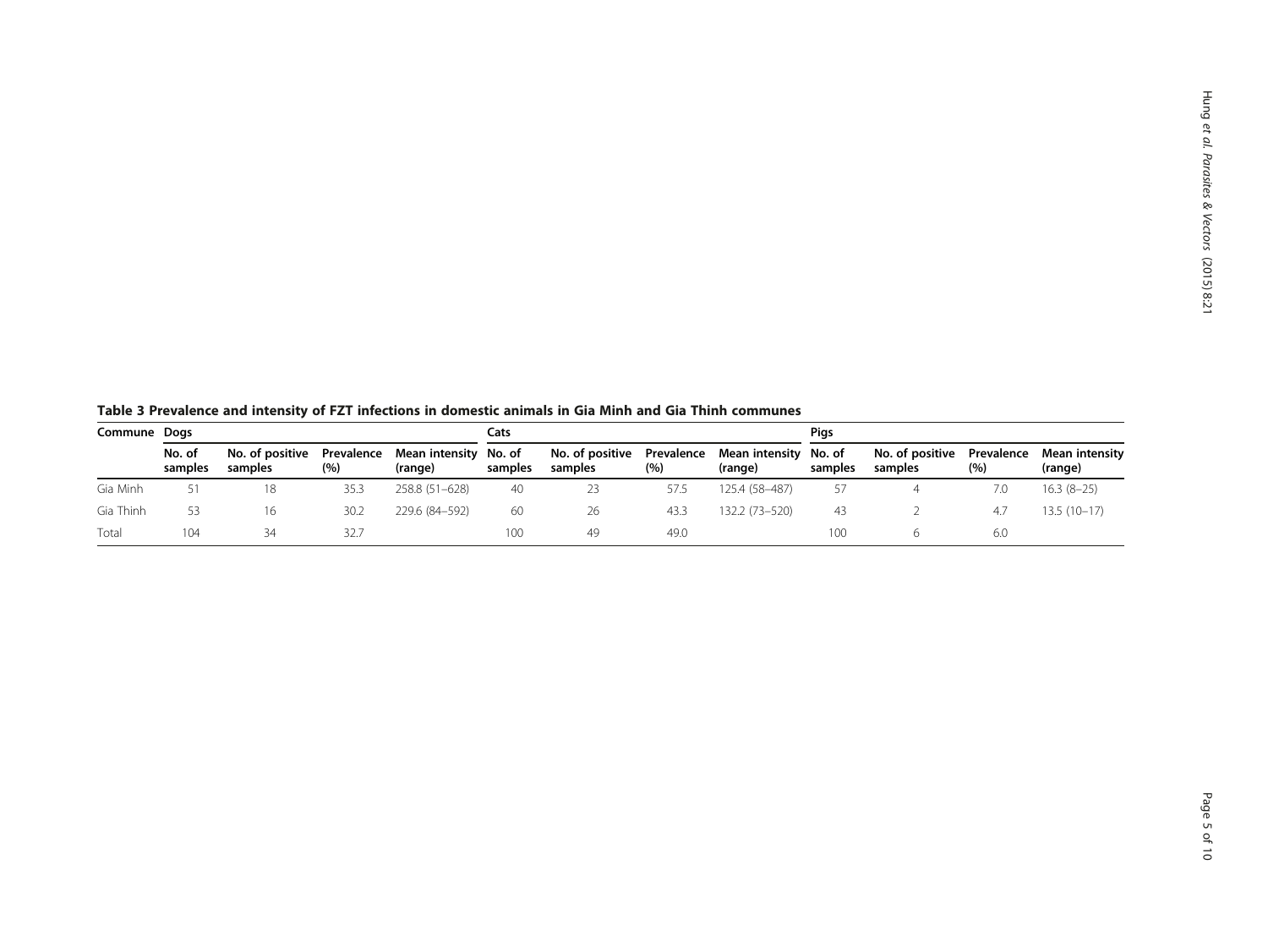**Table 3 Prevalence and intensity of FZT infections in domestic animals in Gia Minh and Gia Thinh communes**

| Commune | Dogs | | | | Cats | | | | Pigs | | | |
|---|---|---|---|---|---|---|---|---|---|---|---|---|
| | No. of samples | No. of positive samples | Prevalence (%) | Mean intensity (range) | No. of samples | No. of positive samples | Prevalence (%) | Mean intensity (range) | No. of samples | No. of positive samples | Prevalence (%) | Mean intensity (range) |
| Gia Minh | 51 | 18 | 35.3 | 258.8 (51–628) | 40 | 23 | 57.5 | 125.4 (58–487) | 57 | 4 | 7.0 | 16.3 (8–25) |
| Gia Thinh | 53 | 16 | 30.2 | 229.6 (84–592) | 60 | 26 | 43.3 | 132.2 (73–520) | 43 | 2 | 4.7 | 13.5 (10–17) |
| Total | 104 | 34 | 32.7 | | 100 | 49 | 49.0 | | 100 | 6 | 6.0 | |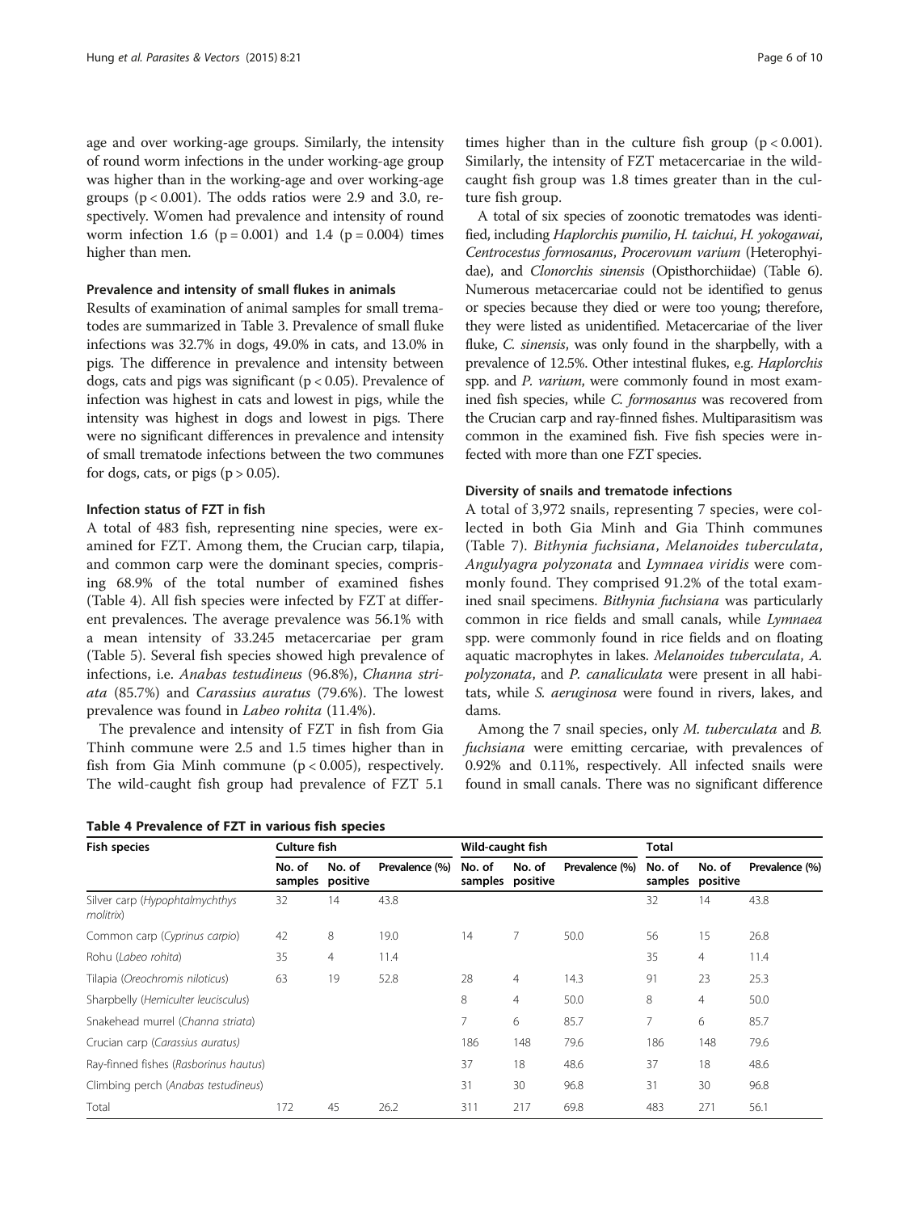age and over working-age groups. Similarly, the intensity of round worm infections in the under working-age group was higher than in the working-age and over working-age groups ($p < 0.001$). The odds ratios were 2.9 and 3.0, respectively. Women had prevalence and intensity of round worm infection 1.6 ($p = 0.001$) and 1.4 ($p = 0.004$) times higher than men.

#### Prevalence and intensity of small flukes in animals

Results of examination of animal samples for small trematodes are summarized in Table 3. Prevalence of small fluke infections was 32.7% in dogs, 49.0% in cats, and 13.0% in pigs. The difference in prevalence and intensity between dogs, cats and pigs was significant ($p < 0.05$). Prevalence of infection was highest in cats and lowest in pigs, while the intensity was highest in dogs and lowest in pigs. There were no significant differences in prevalence and intensity of small trematode infections between the two communes for dogs, cats, or pigs ($p > 0.05$).

#### Infection status of FZT in fish

A total of 483 fish, representing nine species, were examined for FZT. Among them, the Crucian carp, tilapia, and common carp were the dominant species, comprising 68.9% of the total number of examined fishes (Table 4). All fish species were infected by FZT at different prevalences. The average prevalence was 56.1% with a mean intensity of 33.245 metacercariae per gram (Table 5). Several fish species showed high prevalence of infections, i.e. *Anabas testudineus* (96.8%), *Channa striata* (85.7%) and *Carassius auratus* (79.6%). The lowest prevalence was found in *Labeo rohita* (11.4%).

The prevalence and intensity of FZT in fish from Gia Thinh commune were 2.5 and 1.5 times higher than in fish from Gia Minh commune ($p < 0.005$), respectively. The wild-caught fish group had prevalence of FZT 5.1 times higher than in the culture fish group ($p < 0.001$). Similarly, the intensity of FZT metacercariae in the wild-caught fish group was 1.8 times greater than in the culture fish group.

A total of six species of zoonotic trematodes was identified, including *Haplorchis pumilio*, *H. taichui*, *H. yokogawai*, *Centrocestus formosanus*, *Procerovum varium* (Heterophyidae), and *Clonorchis sinensis* (Opisthorchiidae) (Table 6). Numerous metacercariae could not be identified to genus or species because they died or were too young; therefore, they were listed as unidentified. Metacercariae of the liver fluke, *C. sinensis*, was only found in the sharpbelly, with a prevalence of 12.5%. Other intestinal flukes, e.g. *Haplorchis* spp. and *P. varium*, were commonly found in most examined fish species, while *C. formosanus* was recovered from the Crucian carp and ray-finned fishes. Multiparasitism was common in the examined fish. Five fish species were infected with more than one FZT species.

#### Diversity of snails and trematode infections

A total of 3,972 snails, representing 7 species, were collected in both Gia Minh and Gia Thinh communes (Table 7). *Bithynia fuchsiana*, *Melanoides tuberculata*, *Angulyagra polyzonata* and *Lymnaea viridis* were commonly found. They comprised 91.2% of the total examined snail specimens. *Bithynia fuchsiana* was particularly common in rice fields and small canals, while *Lymnaea* spp. were commonly found in rice fields and on floating aquatic macrophytes in lakes. *Melanoides tuberculata*, *A. polyzonata*, and *P. canaliculata* were present in all habitats, while *S. aeruginosa* were found in rivers, lakes, and dams.

Among the 7 snail species, only *M. tuberculata* and *B. fuchsiana* were emitting cercariae, with prevalences of 0.92% and 0.11%, respectively. All infected snails were found in small canals. There was no significant difference

**Table 4 Prevalence of FZT in various fish species**

| Fish species | Culture fish | | | Wild-caught fish | | | Total | | |
|---|---|---|---|---|---|---|---|---|---|
| | No. of samples | No. of positive | Prevalence (%) | No. of samples | No. of positive | Prevalence (%) | No. of samples | No. of positive | Prevalence (%) |
| Silver carp (*Hypophtalmychthys molitrix*) | 32 | 14 | 43.8 | | | | 32 | 14 | 43.8 |
| Common carp (*Cyprinus carpio*) | 42 | 8 | 19.0 | 14 | 7 | 50.0 | 56 | 15 | 26.8 |
| Rohu (*Labeo rohita*) | 35 | 4 | 11.4 | | | | 35 | 4 | 11.4 |
| Tilapia (*Oreochromis niloticus*) | 63 | 19 | 52.8 | 28 | 4 | 14.3 | 91 | 23 | 25.3 |
| Sharpbelly (*Hemiculter leucisculus*) | | | | 8 | 4 | 50.0 | 8 | 4 | 50.0 |
| Snakehead murrel (*Channa striata*) | | | | 7 | 6 | 85.7 | 7 | 6 | 85.7 |
| Crucian carp (*Carassius auratus*) | | | | 186 | 148 | 79.6 | 186 | 148 | 79.6 |
| Ray-finned fishes (*Rasborinus hautus*) | | | | 37 | 18 | 48.6 | 37 | 18 | 48.6 |
| Climbing perch (*Anabas testudineus*) | | | | 31 | 30 | 96.8 | 31 | 30 | 96.8 |
| Total | 172 | 45 | 26.2 | 311 | 217 | 69.8 | 483 | 271 | 56.1 |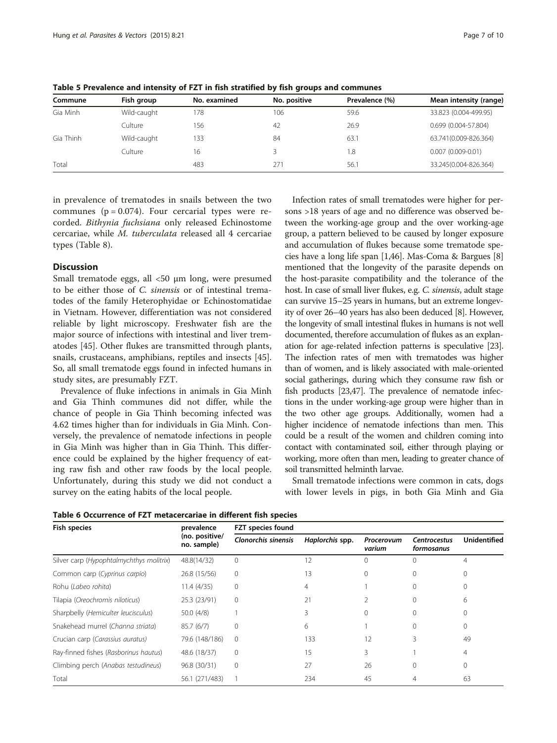**Table 5 Prevalence and intensity of FZT in fish stratified by fish groups and communes**

| Commune | Fish group | No. examined | No. positive | Prevalence (%) | Mean intensity (range) |
|---|---|---|---|---|---|
| Gia Minh | Wild-caught | 178 | 106 | 59.6 | 33.823 (0.004-499.95) |
| | Culture | 156 | 42 | 26.9 | 0.699 (0.004-57.804) |
| Gia Thinh | Wild-caught | 133 | 84 | 63.1 | 63.741(0.009-826.364) |
| | Culture | 16 | 3 | 1.8 | 0.007 (0.009-0.01) |
| Total | | 483 | 271 | 56.1 | 33.245(0.004-826.364) |

in prevalence of trematodes in snails between the two communes ($p = 0.074$). Four cercarial types were recorded. *Bithynia fuchsiana* only released Echinostome cercariae, while *M. tuberculata* released all 4 cercariae types (Table 8).

## Discussion

Small trematode eggs, all <50 μm long, were presumed to be either those of *C. sinensis* or of intestinal trematodes of the family Heterophyidae or Echinostomatidae in Vietnam. However, differentiation was not considered reliable by light microscopy. Freshwater fish are the major source of infections with intestinal and liver trematodes [45]. Other flukes are transmitted through plants, snails, crustaceans, amphibians, reptiles and insects [45]. So, all small trematode eggs found in infected humans in study sites, are presumably FZT.

Prevalence of fluke infections in animals in Gia Minh and Gia Thinh communes did not differ, while the chance of people in Gia Thinh becoming infected was 4.62 times higher than for individuals in Gia Minh. Conversely, the prevalence of nematode infections in people in Gia Minh was higher than in Gia Thinh. This difference could be explained by the higher frequency of eating raw fish and other raw foods by the local people. Unfortunately, during this study we did not conduct a survey on the eating habits of the local people.

Infection rates of small trematodes were higher for persons >18 years of age and no difference was observed between the working-age group and the over working-age group, a pattern believed to be caused by longer exposure and accumulation of flukes because some trematode species have a long life span [1,46]. Mas-Coma & Bargues [8] mentioned that the longevity of the parasite depends on the host-parasite compatibility and the tolerance of the host. In case of small liver flukes, e.g. *C. sinensis*, adult stage can survive 15–25 years in humans, but an extreme longevity of over 26–40 years has also been deduced [8]. However, the longevity of small intestinal flukes in humans is not well documented, therefore accumulation of flukes as an explanation for age-related infection patterns is speculative [23]. The infection rates of men with trematodes was higher than of women, and is likely associated with male-oriented social gatherings, during which they consume raw fish or fish products [23,47]. The prevalence of nematode infections in the under working-age group were higher than in the two other age groups. Additionally, women had a higher incidence of nematode infections than men. This could be a result of the women and children coming into contact with contaminated soil, either through playing or working, more often than men, leading to greater chance of soil transmitted helminth larvae.

Small trematode infections were common in cats, dogs with lower levels in pigs, in both Gia Minh and Gia

**Table 6 Occurrence of FZT metacercariae in different fish species**

| Fish species | prevalence (no. positive/ no. sample) | FZT species found | | | | |
|---|---|---|---|---|---|---|
| | | *Clonorchis sinensis* | *Haplorchis* spp. | *Procerovum varium* | *Centrocestus formosanus* | Unidentified |
| Silver carp (*Hypophthalmychthys molitrix*) | 48.8(14/32) | 0 | 12 | 0 | 0 | 4 |
| Common carp (*Cyprinus carpio*) | 26.8 (15/56) | 0 | 13 | 0 | 0 | 0 |
| Rohu (*Labeo rohita*) | 11.4 (4/35) | 0 | 4 | 1 | 0 | 0 |
| Tilapia (*Oreochromis niloticus*) | 25.3 (23/91) | 0 | 21 | 2 | 0 | 6 |
| Sharpbelly (*Hemiculter leucisculus*) | 50.0 (4/8) | 1 | 3 | 0 | 0 | 0 |
| Snakehead murrel (*Channa striata*) | 85.7 (6/7) | 0 | 6 | 1 | 0 | 0 |
| Crucian carp (*Carassius auratus*) | 79.6 (148/186) | 0 | 133 | 12 | 3 | 49 |
| Ray-finned fishes (*Rasborinus hautus*) | 48.6 (18/37) | 0 | 15 | 3 | 1 | 4 |
| Climbing perch (*Anabas testudineus*) | 96.8 (30/31) | 0 | 27 | 26 | 0 | 0 |
| Total | 56.1 (271/483) | 1 | 234 | 45 | 4 | 63 |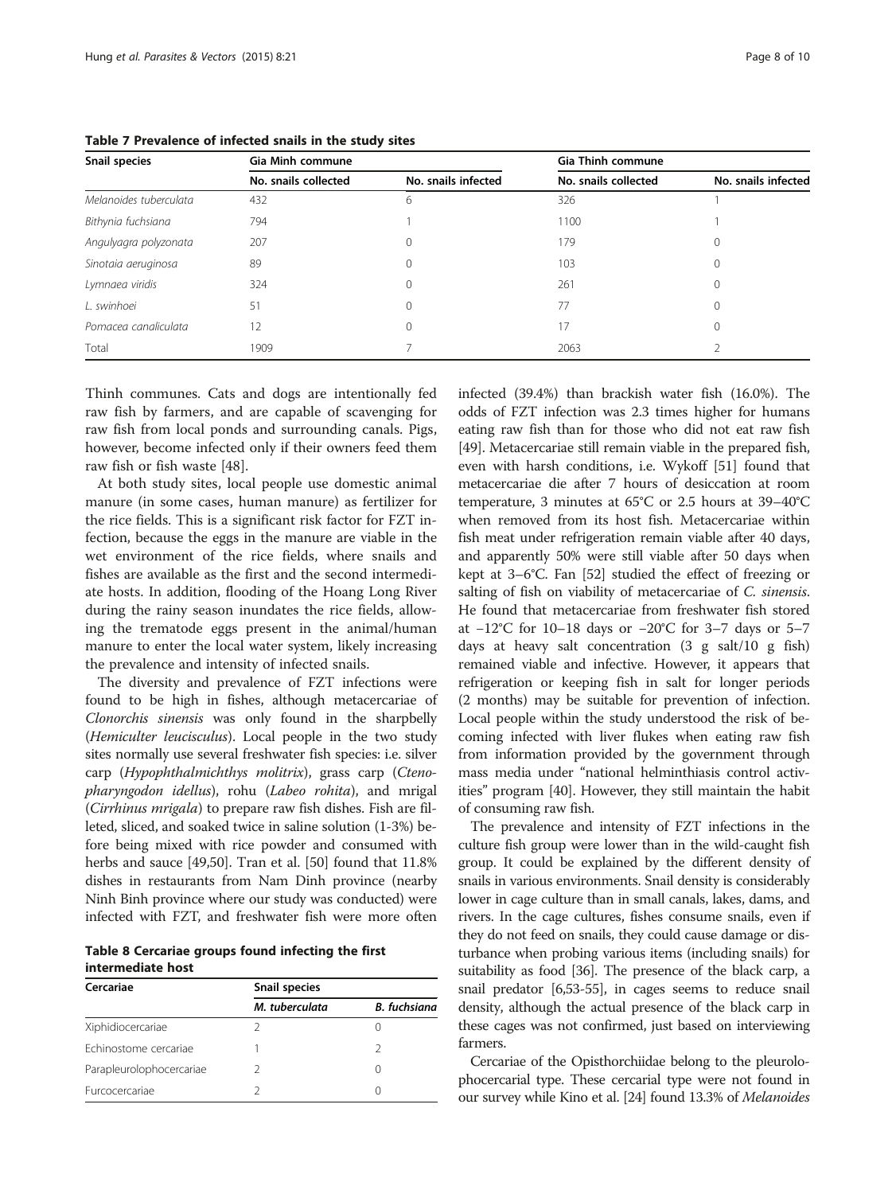**Table 7 Prevalence of infected snails in the study sites**

| Snail species | Gia Minh commune | | Gia Thinh commune | |
|---|---|---|---|---|
| | No. snails collected | No. snails infected | No. snails collected | No. snails infected |
| *Melanoides tuberculata* | 432 | 6 | 326 | 1 |
| *Bithynia fuchsiana* | 794 | 1 | 1100 | 1 |
| *Angulyagra polyzonata* | 207 | 0 | 179 | 0 |
| *Sinotaia aeruginosa* | 89 | 0 | 103 | 0 |
| *Lymnaea viridis* | 324 | 0 | 261 | 0 |
| *L. swinhoei* | 51 | 0 | 77 | 0 |
| *Pomacea canaliculata* | 12 | 0 | 17 | 0 |
| Total | 1909 | 7 | 2063 | 2 |

Thinh communes. Cats and dogs are intentionally fed raw fish by farmers, and are capable of scavenging for raw fish from local ponds and surrounding canals. Pigs, however, become infected only if their owners feed them raw fish or fish waste [48].

At both study sites, local people use domestic animal manure (in some cases, human manure) as fertilizer for the rice fields. This is a significant risk factor for FZT infection, because the eggs in the manure are viable in the wet environment of the rice fields, where snails and fishes are available as the first and the second intermediate hosts. In addition, flooding of the Hoang Long River during the rainy season inundates the rice fields, allowing the trematode eggs present in the animal/human manure to enter the local water system, likely increasing the prevalence and intensity of infected snails.

The diversity and prevalence of FZT infections were found to be high in fishes, although metacercariae of *Clonorchis sinensis* was only found in the sharpbelly (*Hemiculter leucisculus*). Local people in the two study sites normally use several freshwater fish species: i.e. silver carp (*Hypophthalmichthys molitrix*), grass carp (*Ctenopharyngodon idellus*), rohu (*Labeo rohita*), and mrigal (*Cirrhinus mrigala*) to prepare raw fish dishes. Fish are filleted, sliced, and soaked twice in saline solution (1-3%) before being mixed with rice powder and consumed with herbs and sauce [49,50]. Tran et al. [50] found that 11.8% dishes in restaurants from Nam Dinh province (nearby Ninh Binh province where our study was conducted) were infected with FZT, and freshwater fish were more often infected (39.4%) than brackish water fish (16.0%). The odds of FZT infection was 2.3 times higher for humans eating raw fish than for those who did not eat raw fish [49]. Metacercariae still remain viable in the prepared fish, even with harsh conditions, i.e. Wykoff [51] found that metacercariae die after 7 hours of desiccation at room temperature, 3 minutes at 65°C or 2.5 hours at 39–40°C when removed from its host fish. Metacercariae within fish meat under refrigeration remain viable after 40 days, and apparently 50% were still viable after 50 days when kept at 3–6°C. Fan [52] studied the effect of freezing or salting of fish on viability of metacercariae of *C. sinensis*. He found that metacercariae from freshwater fish stored at −12°C for 10–18 days or −20°C for 3–7 days or 5–7 days at heavy salt concentration (3 g salt/10 g fish) remained viable and infective. However, it appears that refrigeration or keeping fish in salt for longer periods (2 months) may be suitable for prevention of infection. Local people within the study understood the risk of becoming infected with liver flukes when eating raw fish from information provided by the government through mass media under "national helminthiasis control activities" program [40]. However, they still maintain the habit of consuming raw fish.

**Table 8 Cercariae groups found infecting the first intermediate host**

| Cercariae | Snail species | |
|---|---|---|
| | *M. tuberculata* | *B. fuchsiana* |
| Xiphidiocercariae | 2 | 0 |
| Echinostome cercariae | 1 | 2 |
| Parapleurolophocercariae | 2 | 0 |
| Furcocercariae | 2 | 0 |

The prevalence and intensity of FZT infections in the culture fish group were lower than in the wild-caught fish group. It could be explained by the different density of snails in various environments. Snail density is considerably lower in cage culture than in small canals, lakes, dams, and rivers. In the cage cultures, fishes consume snails, even if they do not feed on snails, they could cause damage or disturbance when probing various items (including snails) for suitability as food [36]. The presence of the black carp, a snail predator [6,53-55], in cages seems to reduce snail density, although the actual presence of the black carp in these cages was not confirmed, just based on interviewing farmers.

Cercariae of the Opisthorchiidae belong to the pleurolophocercarial type. These cercarial type were not found in our survey while Kino et al. [24] found 13.3% of *Melanoides*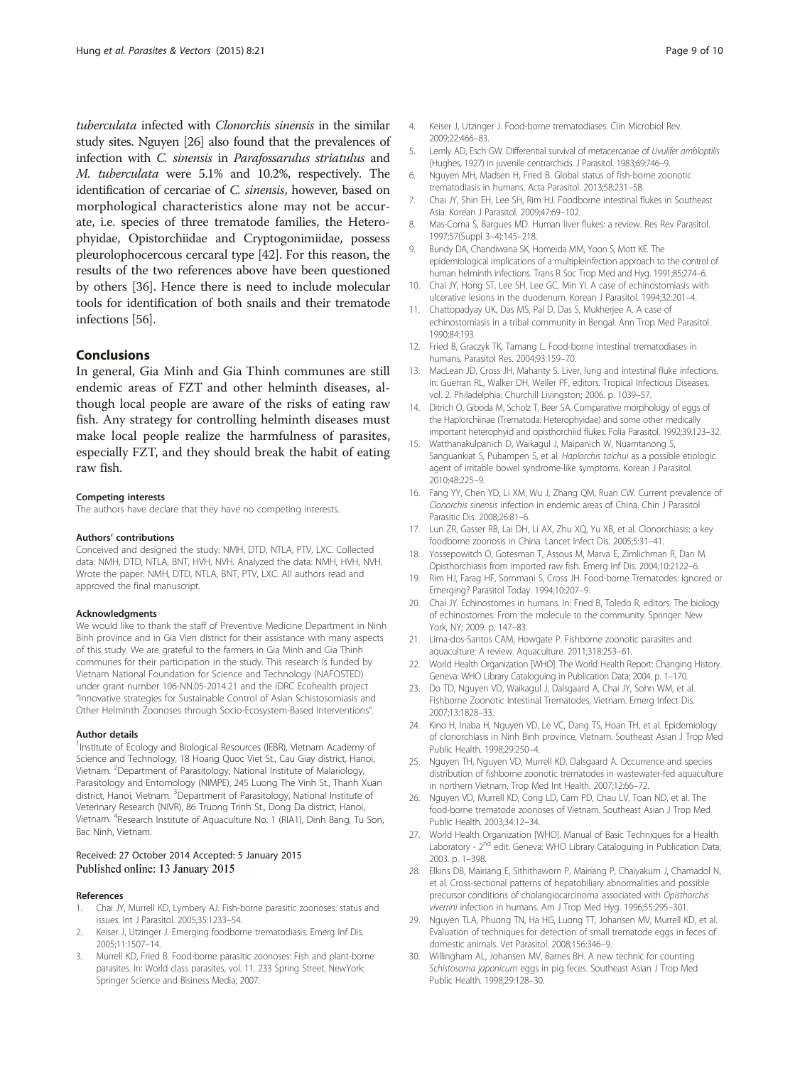*tuberculata* infected with *Clonorchis sinensis* in the similar study sites. Nguyen [26] also found that the prevalences of infection with *C. sinensis* in *Parafossarulus striatulus* and *M. tuberculata* were 5.1% and 10.2%, respectively. The identification of cercariae of *C. sinensis*, however, based on morphological characteristics alone may not be accurate, i.e. species of three trematode families, the Heterophyidae, Opistorchiidae and Cryptogonimiidae, possess pleurolophocercous cercaral type [42]. For this reason, the results of the two references above have been questioned by others [36]. Hence there is need to include molecular tools for identification of both snails and their trematode infections [56].

## Conclusions

In general, Gia Minh and Gia Thinh communes are still endemic areas of FZT and other helminth diseases, although local people are aware of the risks of eating raw fish. Any strategy for controlling helminth diseases must make local people realize the harmfulness of parasites, especially FZT, and they should break the habit of eating raw fish.

#### Competing interests

The authors have declare that they have no competing interests.

#### Authors' contributions

Conceived and designed the study: NMH, DTD, NTLA, PTV, LXC. Collected data: NMH, DTD, NTLA, BNT, HVH, NVH. Analyzed the data: NMH, HVH, NVH. Wrote the paper: NMH, DTD, NTLA, BNT, PTV, LXC. All authors read and approved the final manuscript.

#### Acknowledgments

We would like to thank the staff of Preventive Medicine Department in Ninh Binh province and in Gia Vien district for their assistance with many aspects of this study. We are grateful to the farmers in Gia Minh and Gia Thinh communes for their participation in the study. This research is funded by Vietnam National Foundation for Science and Technology (NAFOSTED) under grant number 106-NN.05-2014.21 and the IDRC Ecohealth project "Innovative strategies for Sustainable Control of Asian Schistosomiasis and Other Helminth Zoonoses through Socio-Ecosystem-Based Interventions".

#### Author details

[1]Institute of Ecology and Biological Resources (IEBR), Vietnam Academy of Science and Technology, 18 Hoang Quoc Viet St., Cau Giay district, Hanoi, Vietnam. [2]Department of Parasitology, National Institute of Malariology, Parasitology and Entomology (NIMPE), 245 Luong The Vinh St., Thanh Xuan district, Hanoi, Vietnam. [3]Department of Parasitology, National Institute of Veterinary Research (NIVR), 86 Truong Trinh St., Dong Da district, Hanoi, Vietnam. [4]Research Institute of Aquaculture No. 1 (RIA1), Dinh Bang, Tu Son, Bac Ninh, Vietnam.

Received: 27 October 2014 Accepted: 5 January 2015
Published online: 13 January 2015

#### References

1. Chai JY, Murrell KD, Lymbery AJ. Fish-borne parasitic zoonoses: status and issues. Int J Parasitol. 2005;35:1233–54.
2. Keiser J, Utzinger J. Emerging foodborne trematodiasis. Emerg Inf Dis. 2005;11:1507–14.
3. Murrell KD, Fried B. Food-borne parasitic zoonoses: Fish and plant-borne parasites. In: World class parasites, vol. 11. 233 Spring Street, NewYork: Springer Science and Bisiness Media; 2007.
4. Keiser J, Utzinger J. Food-borne trematodiases. Clin Microbiol Rev. 2009;22:466–83.
5. Lemly AD, Esch GW. Differential survival of metacercariae of *Uvulifer ambloptilis* (Hughes, 1927) in juvenile centrarchids. J Parasitol. 1983;69:746–9.
6. Nguyen MH, Madsen H, Fried B. Global status of fish-borne zoonotic trematodiasis in humans. Acta Parasitol. 2013;58:231–58.
7. Chai JY, Shin EH, Lee SH, Rim HJ. Foodborne intestinal flukes in Southeast Asia. Korean J Parasitol. 2009;47:69–102.
8. Mas-Coma S, Bargues MD. Human liver flukes: a review. Res Rev Parasitol. 1997;57(Suppl 3–4):145–218.
9. Bundy DA, Chandiwana SK, Homeida MM, Yoon S, Mott KE. The epidemiological implications of a multipleinfection approach to the control of human helminth infections. Trans R Soc Trop Med and Hyg. 1991;85:274–6.
10. Chai JY, Hong ST, Lee SH, Lee GC, Min YI. A case of echinostomiasis with ulcerative lesions in the duodenum. Korean J Parasitol. 1994;32:201–4.
11. Chattopadyay UK, Das MS, Pal D, Das S, Mukherjee A. A case of echinostomiasis in a tribal community in Bengal. Ann Trop Med Parasitol. 1990;84:193.
12. Fried B, Graczyk TK, Tamang L. Food-borne intestinal trematodiases in humans. Parasitol Res. 2004;93:159–70.
13. MacLean JD, Cross JH, Mahanty S. Liver, lung and intestinal fluke infections. In: Guerran RL, Walker DH, Weller PF, editors. Tropical Infectious Diseases, vol. 2. Philadelphia: Churchill Livingston; 2006. p. 1039–57.
14. Ditrich O, Giboda M, Scholz T, Beer SA. Comparative morphology of eggs of the Haplorchiinae (Trematoda: Heterophyidae) and some other medically important heterophyid and opisthorchiid flukes. Folia Parasitol. 1992;39:123–32.
15. Watthanakulpanich D, Waikagul J, Maipanich W, Nuamtanong S, Sanguankiat S, Pubampen S, et al. *Haplorchis taichui* as a possible etiologic agent of irritable bowel syndrome-like symptoms. Korean J Parasitol. 2010;48:225–9.
16. Fang YY, Chen YD, Li XM, Wu J, Zhang QM, Ruan CW. Current prevalence of *Clonorchis sinensis* infection in endemic areas of China. Chin J Parasitol Parasitic Dis. 2008;26:81–6.
17. Lun ZR, Gasser RB, Lai DH, Li AX, Zhu XQ, Yu XB, et al. Clonorchiasis: a key foodborne zoonosis in China. Lancet Infect Dis. 2005;5:31–41.
18. Yossepowitch O, Gotesman T, Assous M, Marva E, Zimlichman R, Dan M. Opisthorchiasis from imported raw fish. Emerg Inf Dis. 2004;10:2122–6.
19. Rim HJ, Farag HF, Sornmani S, Cross JH. Food-borne Trematodes: Ignored or Emerging? Parasitol Today. 1994;10:207–9.
20. Chai JY. Echinostomes in humans. In: Fried B, Toledo R, editors. The biology of echinostomes. From the molecule to the community. Springer: New York, NY; 2009. p. 147–83.
21. Lima-dos-Santos CAM, Howgate P. Fishborne zoonotic parasites and aquaculture: A review. Aquaculture. 2011;318:253–61.
22. World Health Organization [WHO]. The World Health Report: Changing History. Geneva: WHO Library Cataloguing in Publication Data; 2004. p. 1–170.
23. Do TD, Nguyen VD, Waikagul J, Dalsgaard A, Chai JY, Sohn WM, et al. Fishborne Zoonotic Intestinal Trematodes, Vietnam. Emerg Infect Dis. 2007;13:1828–33.
24. Kino H, Inaba H, Nguyen VD, Le VC, Dang TS, Hoan TH, et al. Epidemiology of clonorchiasis in Ninh Binh province, Vietnam. Southeast Asian J Trop Med Public Health. 1998;29:250–4.
25. Nguyen TH, Nguyen VD, Murrell KD, Dalsgaard A. Occurrence and species distribution of fishborne zoonotic trematodes in wastewater-fed aquaculture in northern Vietnam. Trop Med Int Health. 2007;12:66–72.
26. Nguyen VD, Murrell KD, Cong LD, Cam PD, Chau LV, Toan ND, et al. The food-borne trematode zoonoses of Vietnam. Southeast Asian J Trop Med Public Health. 2003;34:12–34.
27. World Health Organization [WHO]. Manual of Basic Techniques for a Health Laboratory - 2nd edit. Geneva: WHO Library Cataloguing in Publication Data; 2003. p. 1–398.
28. Elkins DB, Mairiang E, Sithithaworn P, Mairiang P, Chaiyakum J, Chamadol N, et al. Cross-sectional patterns of hepatobiliary abnormalities and possible precursor conditions of cholangiocarcinoma associated with *Opisthorchis viverrini* infection in humans. Am J Trop Med Hyg. 1996;55:295–301.
29. Nguyen TLA, Phuong TN, Ha HG, Luong TT, Johansen MV, Murrell KD, et al. Evaluation of techniques for detection of small trematode eggs in feces of domestic animals. Vet Parasitol. 2008;156:346–9.
30. Willingham AL, Johansen MV, Barnes BH. A new technic for counting *Schistosoma japonicum* eggs in pig feces. Southeast Asian J Trop Med Public Health. 1998;29:128–30.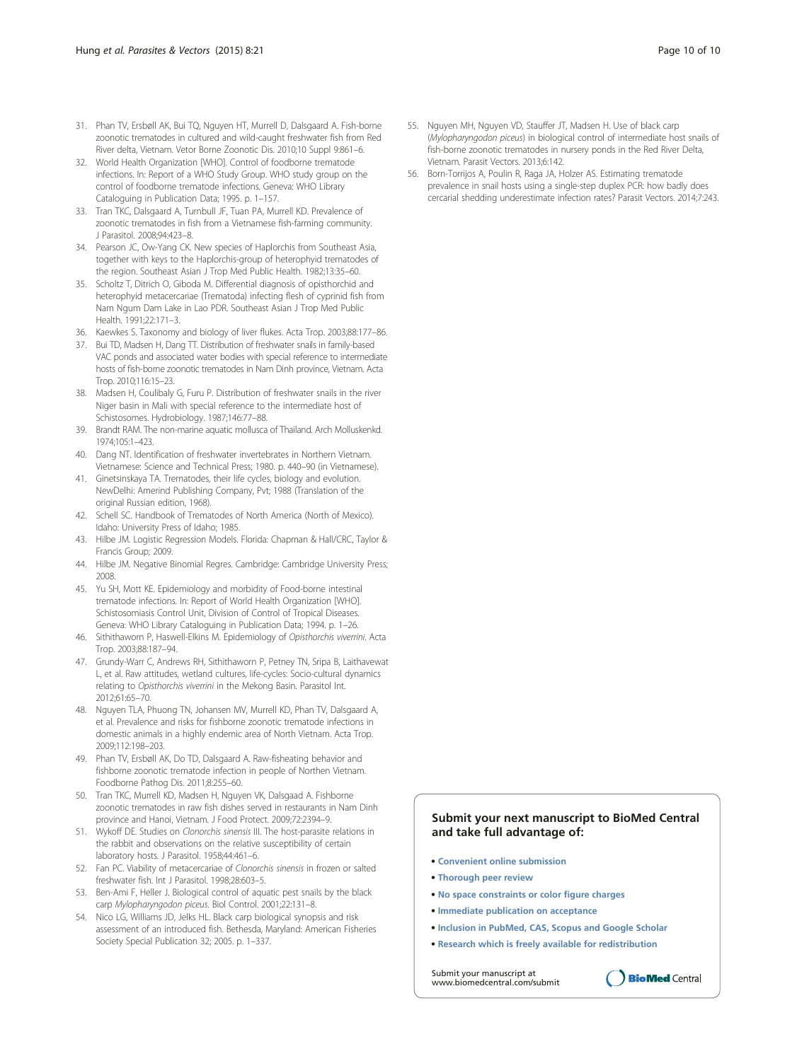31. Phan TV, Ersbøll AK, Bui TQ, Nguyen HT, Murrell D, Dalsgaard A. Fish-borne zoonotic trematodes in cultured and wild-caught freshwater fish from Red River delta, Vietnam. Vetor Borne Zoonotic Dis. 2010;10 Suppl 9:861–6.
32. World Health Organization [WHO]. Control of foodborne trematode infections. In: Report of a WHO Study Group. WHO study group on the control of foodborne trematode infections. Geneva: WHO Library Cataloguing in Publication Data; 1995. p. 1–157.
33. Tran TKC, Dalsgaard A, Turnbull JF, Tuan PA, Murrell KD. Prevalence of zoonotic trematodes in fish from a Vietnamese fish-farming community. J Parasitol. 2008;94:423–8.
34. Pearson JC, Ow-Yang CK. New species of Haplorchis from Southeast Asia, together with keys to the Haplorchis-group of heterophyid trematodes of the region. Southeast Asian J Trop Med Public Health. 1982;13:35–60.
35. Scholtz T, Ditrich O, Giboda M. Differential diagnosis of opisthorchid and heterophyid metacercariae (Trematoda) infecting flesh of cyprinid fish from Nam Ngum Dam Lake in Lao PDR. Southeast Asian J Trop Med Public Health. 1991;22:171–3.
36. Kaewkes S. Taxonomy and biology of liver flukes. Acta Trop. 2003;88:177–86.
37. Bui TD, Madsen H, Dang TT. Distribution of freshwater snails in family-based VAC ponds and associated water bodies with special reference to intermediate hosts of fish-borne zoonotic trematodes in Nam Dinh province, Vietnam. Acta Trop. 2010;116:15–23.
38. Madsen H, Coulibaly G, Furu P. Distribution of freshwater snails in the river Niger basin in Mali with special reference to the intermediate host of Schistosomes. Hydrobiology. 1987;146:77–88.
39. Brandt RAM. The non-marine aquatic mollusca of Thailand. Arch Molluskenkd. 1974;105:1–423.
40. Dang NT. Identification of freshwater invertebrates in Northern Vietnam. Vietnamese: Science and Technical Press; 1980. p. 440–90 (in Vietnamese).
41. Ginetsinskaya TA. Trematodes, their life cycles, biology and evolution. NewDelhi: Amerind Publishing Company, Pvt; 1988 (Translation of the original Russian edition, 1968).
42. Schell SC. Handbook of Trematodes of North America (North of Mexico). Idaho: University Press of Idaho; 1985.
43. Hilbe JM. Logistic Regression Models. Florida: Chapman & Hall/CRC, Taylor & Francis Group; 2009.
44. Hilbe JM. Negative Binomial Regres. Cambridge: Cambridge University Press; 2008.
45. Yu SH, Mott KE. Epidemiology and morbidity of Food-borne intestinal trematode infections. In: Report of World Health Organization [WHO]. Schistosomiasis Control Unit, Division of Control of Tropical Diseases. Geneva: WHO Library Cataloguing in Publication Data; 1994. p. 1–26.
46. Sithithaworn P, Haswell-Elkins M. Epidemiology of *Opisthorchis viverrini*. Acta Trop. 2003;88:187–94.
47. Grundy-Warr C, Andrews RH, Sithithaworn P, Petney TN, Sripa B, Laithavewat L, et al. Raw attitudes, wetland cultures, life-cycles: Socio-cultural dynamics relating to *Opisthorchis viverrini* in the Mekong Basin. Parasitol Int. 2012;61:65–70.
48. Nguyen TLA, Phuong TN, Johansen MV, Murrell KD, Phan TV, Dalsgaard A, et al. Prevalence and risks for fishborne zoonotic trematode infections in domestic animals in a highly endemic area of North Vietnam. Acta Trop. 2009;112:198–203.
49. Phan TV, Ersbøll AK, Do TD, Dalsgaard A. Raw-fisheating behavior and fishborne zoonotic trematode infection in people of Northen Vietnam. Foodborne Pathog Dis. 2011;8:255–60.
50. Tran TKC, Murrell KD, Madsen H, Nguyen VK, Dalsgaad A. Fishborne zoonotic trematodes in raw fish dishes served in restaurants in Nam Dinh province and Hanoi, Vietnam. J Food Protect. 2009;72:2394–9.
51. Wykoff DE. Studies on *Clonorchis sinensis* III. The host-parasite relations in the rabbit and observations on the relative susceptibility of certain laboratory hosts. J Parasitol. 1958;44:461–6.
52. Fan PC. Viability of metacercariae of *Clonorchis sinensis* in frozen or salted freshwater fish. Int J Parasitol. 1998;28:603–5.
53. Ben-Ami F, Heller J. Biological control of aquatic pest snails by the black carp *Mylopharyngodon piceus*. Biol Control. 2001;22:131–8.
54. Nico LG, Williams JD, Jelks HL. Black carp biological synopsis and risk assessment of an introduced fish. Bethesda, Maryland: American Fisheries Society Special Publication 32; 2005. p. 1–337.
55. Nguyen MH, Nguyen VD, Stauffer JT, Madsen H. Use of black carp (*Mylopharyngodon piceus*) in biological control of intermediate host snails of fish-borne zoonotic trematodes in nursery ponds in the Red River Delta, Vietnam. Parasit Vectors. 2013;6:142.
56. Born-Torrijos A, Poulin R, Raga JA, Holzer AS. Estimating trematode prevalence in snail hosts using a single-step duplex PCR: how badly does cercarial shedding underestimate infection rates? Parasit Vectors. 2014;7:243.

**Submit your next manuscript to BioMed Central and take full advantage of:**

- **Convenient online submission**
- **Thorough peer review**
- **No space constraints or color figure charges**
- **Immediate publication on acceptance**
- **Inclusion in PubMed, CAS, Scopus and Google Scholar**
- **Research which is freely available for redistribution**

Submit your manuscript at
www.biomedcentral.com/submit

BioMed Central